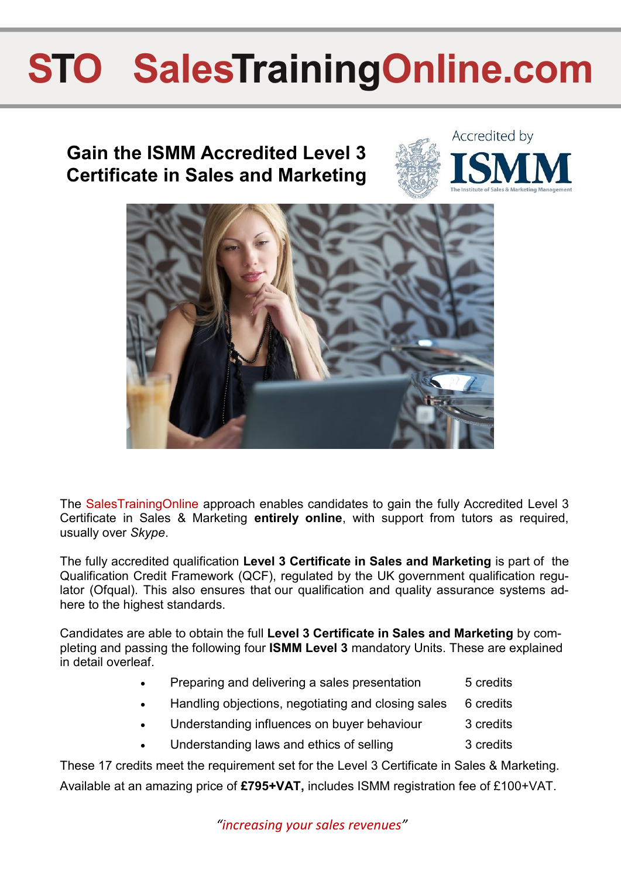# STO SalesTrainingOnline.com

## Gain the ISMM Accredited Level 3 Certificate in Sales and Marketing

Accredited by ISMM
The Institute of Sales & Marketing Management

The SalesTrainingOnline approach enables candidates to gain the fully Accredited Level 3 Certificate in Sales & Marketing **entirely online**, with support from tutors as required, usually over *Skype*.

The fully accredited qualification **Level 3 Certificate in Sales and Marketing** is part of the Qualification Credit Framework (QCF), regulated by the UK government qualification regulator (Ofqual). This also ensures that our qualification and quality assurance systems adhere to the highest standards.

Candidates are able to obtain the full **Level 3 Certificate in Sales and Marketing** by completing and passing the following four **ISMM Level 3** mandatory Units. These are explained in detail overleaf.

- Preparing and delivering a sales presentation — 5 credits
- Handling objections, negotiating and closing sales — 6 credits
- Understanding influences on buyer behaviour — 3 credits
- Understanding laws and ethics of selling — 3 credits

These 17 credits meet the requirement set for the Level 3 Certificate in Sales & Marketing.

Available at an amazing price of **£795+VAT,** includes ISMM registration fee of £100+VAT.

*"increasing your sales revenues"*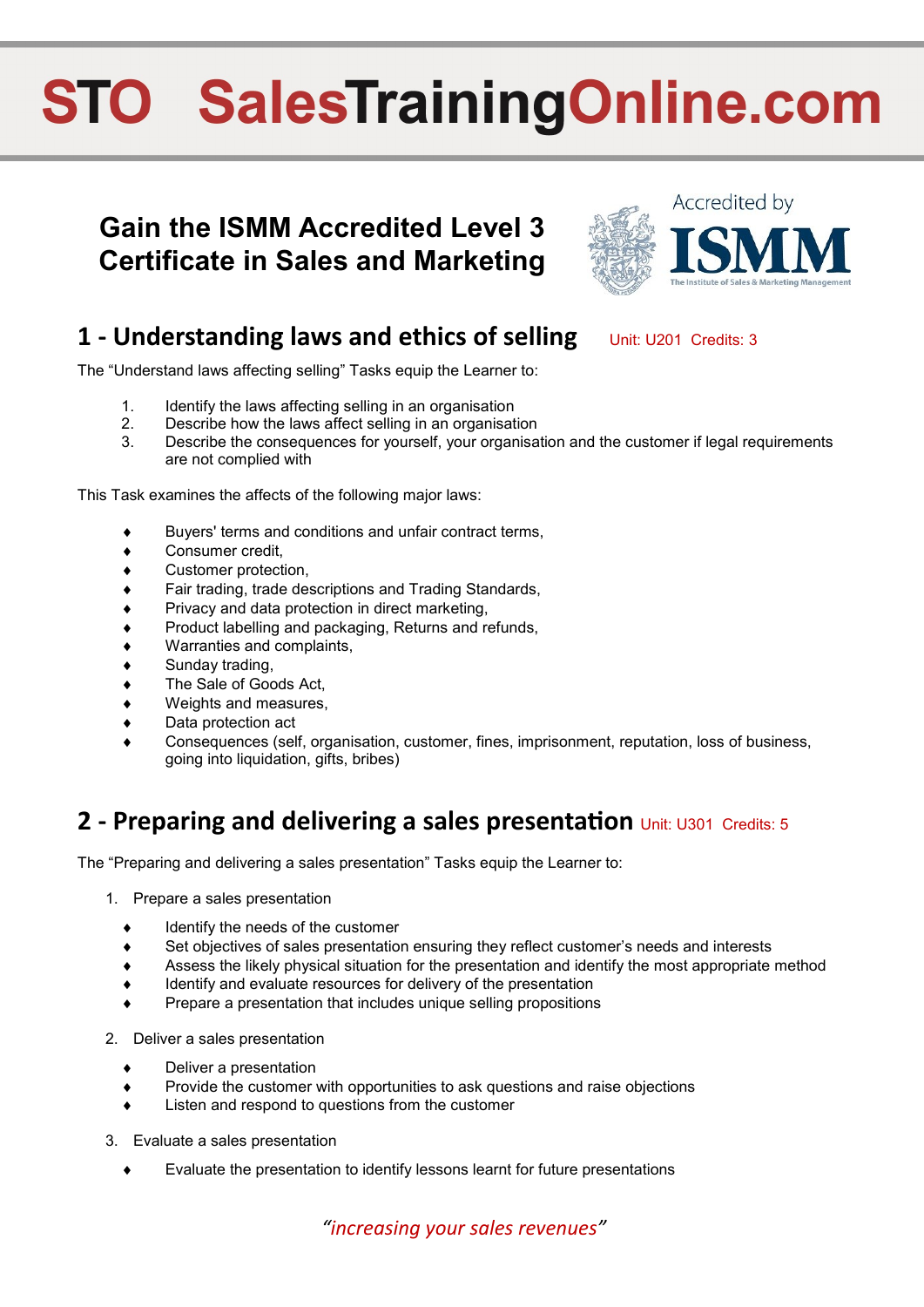# STO SalesTrainingOnline.com

## Gain the ISMM Accredited Level 3 Certificate in Sales and Marketing

Accredited by ISMM
The Institute of Sales & Marketing Management

## 1 - Understanding laws and ethics of selling

Unit: U201 Credits: 3

The “Understand laws affecting selling” Tasks equip the Learner to:

1. Identify the laws affecting selling in an organisation
2. Describe how the laws affect selling in an organisation
3. Describe the consequences for yourself, your organisation and the customer if legal requirements are not complied with

This Task examines the affects of the following major laws:

- Buyers' terms and conditions and unfair contract terms,
- Consumer credit,
- Customer protection,
- Fair trading, trade descriptions and Trading Standards,
- Privacy and data protection in direct marketing,
- Product labelling and packaging, Returns and refunds,
- Warranties and complaints,
- Sunday trading,
- The Sale of Goods Act,
- Weights and measures,
- Data protection act
- Consequences (self, organisation, customer, fines, imprisonment, reputation, loss of business, going into liquidation, gifts, bribes)

## 2 - Preparing and delivering a sales presentation

Unit: U301 Credits: 5

The “Preparing and delivering a sales presentation” Tasks equip the Learner to:

1. Prepare a sales presentation
   - Identify the needs of the customer
   - Set objectives of sales presentation ensuring they reflect customer’s needs and interests
   - Assess the likely physical situation for the presentation and identify the most appropriate method
   - Identify and evaluate resources for delivery of the presentation
   - Prepare a presentation that includes unique selling propositions
2. Deliver a sales presentation
   - Deliver a presentation
   - Provide the customer with opportunities to ask questions and raise objections
   - Listen and respond to questions from the customer
3. Evaluate a sales presentation
   - Evaluate the presentation to identify lessons learnt for future presentations

*“increasing your sales revenues”*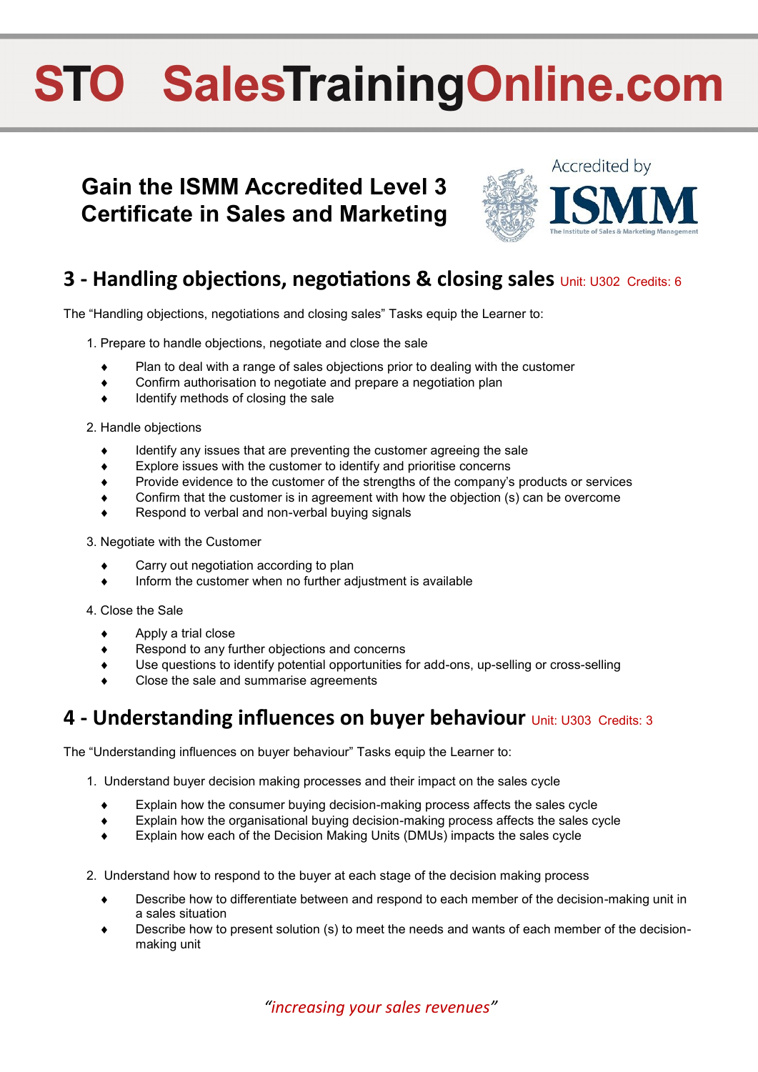# STO SalesTrainingOnline.com

**Gain the ISMM Accredited Level 3 Certificate in Sales and Marketing**

Accredited by ISMM
The Institute of Sales & Marketing Management

## 3 - Handling objections, negotiations & closing sales Unit: U302 Credits: 6

The "Handling objections, negotiations and closing sales" Tasks equip the Learner to:

1. Prepare to handle objections, negotiate and close the sale
   - Plan to deal with a range of sales objections prior to dealing with the customer
   - Confirm authorisation to negotiate and prepare a negotiation plan
   - Identify methods of closing the sale
2. Handle objections
   - Identify any issues that are preventing the customer agreeing the sale
   - Explore issues with the customer to identify and prioritise concerns
   - Provide evidence to the customer of the strengths of the company's products or services
   - Confirm that the customer is in agreement with how the objection (s) can be overcome
   - Respond to verbal and non-verbal buying signals
3. Negotiate with the Customer
   - Carry out negotiation according to plan
   - Inform the customer when no further adjustment is available
4. Close the Sale
   - Apply a trial close
   - Respond to any further objections and concerns
   - Use questions to identify potential opportunities for add-ons, up-selling or cross-selling
   - Close the sale and summarise agreements

## 4 - Understanding influences on buyer behaviour Unit: U303 Credits: 3

The "Understanding influences on buyer behaviour" Tasks equip the Learner to:

1. Understand buyer decision making processes and their impact on the sales cycle
   - Explain how the consumer buying decision-making process affects the sales cycle
   - Explain how the organisational buying decision-making process affects the sales cycle
   - Explain how each of the Decision Making Units (DMUs) impacts the sales cycle
2. Understand how to respond to the buyer at each stage of the decision making process
   - Describe how to differentiate between and respond to each member of the decision-making unit in a sales situation
   - Describe how to present solution (s) to meet the needs and wants of each member of the decision-making unit

*"increasing your sales revenues"*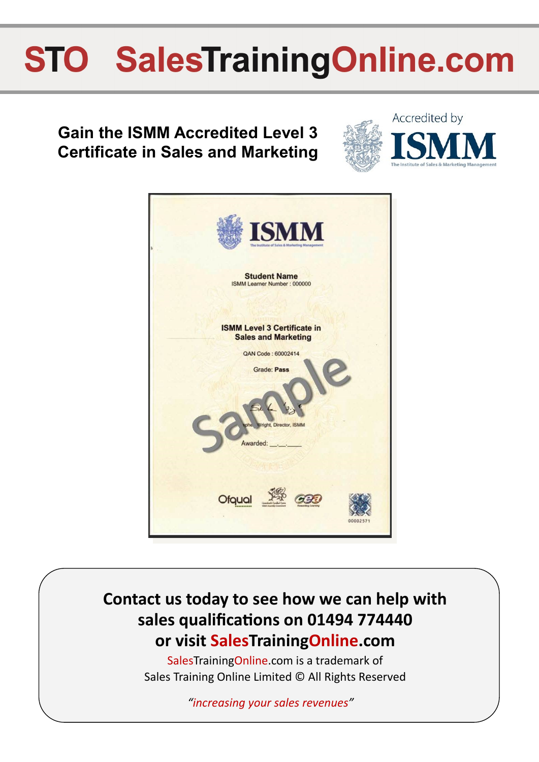# STO SalesTrainingOnline.com

## Gain the ISMM Accredited Level 3 Certificate in Sales and Marketing

Accredited by ISMM
The Institute of Sales & Marketing Management

ISMM
The Institute of Sales & Marketing Management

**Student Name**
ISMM Learner Number : 000000

**ISMM Level 3 Certificate in Sales and Marketing**

QAN Code : 60002414

Grade: **Pass**

Sample

Stephen Wright, Director, ISMM

Awarded: __.__.____

Ofqual

00002571

**Contact us today to see how we can help with sales qualifications on 01494 774440 or visit SalesTrainingOnline.com**

SalesTrainingOnline.com is a trademark of
Sales Training Online Limited © All Rights Reserved

*"increasing your sales revenues"*